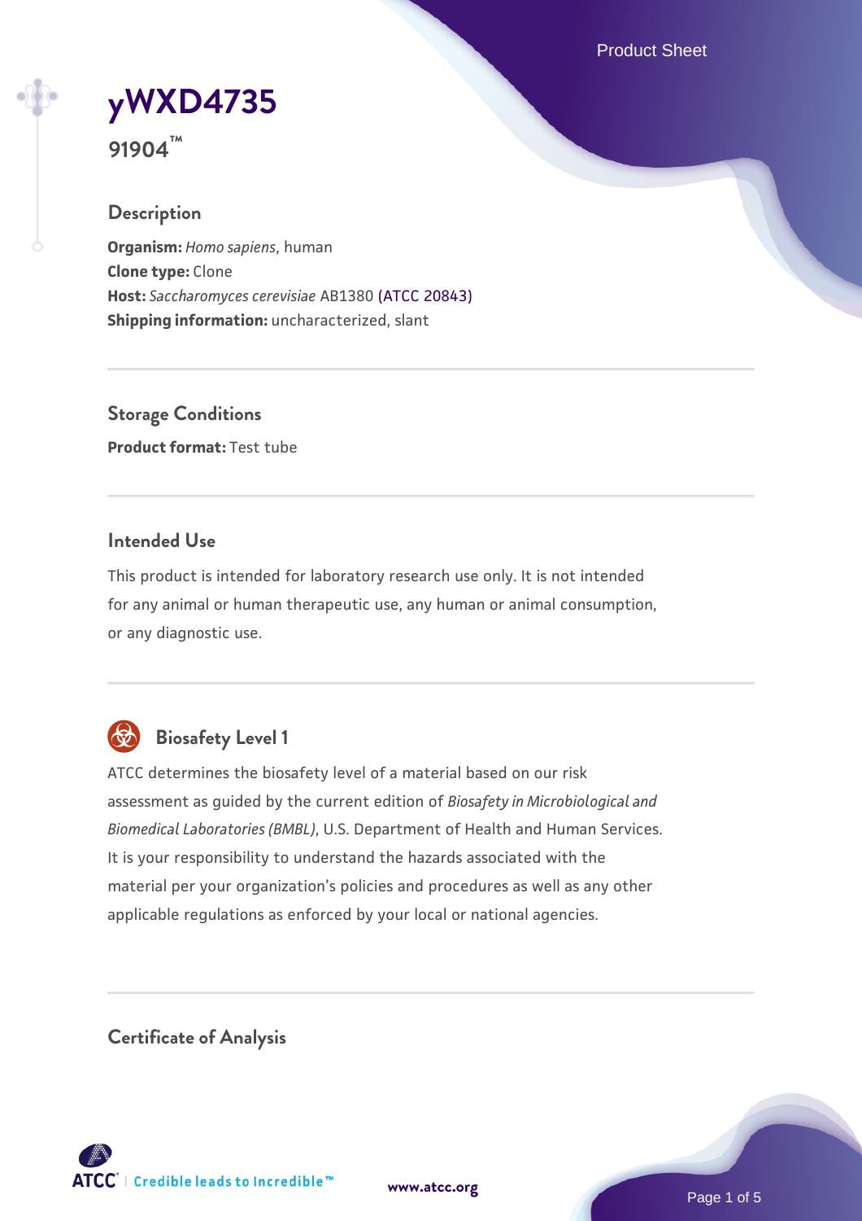# yWXD4735

**91904™**

## Description

**Organism:** *Homo sapiens*, human
**Clone type:** Clone
**Host:** *Saccharomyces cerevisiae* AB1380 (ATCC 20843)
**Shipping information:** uncharacterized, slant

## Storage Conditions

**Product format:** Test tube

## Intended Use

This product is intended for laboratory research use only. It is not intended for any animal or human therapeutic use, any human or animal consumption, or any diagnostic use.

## Biosafety Level 1

ATCC determines the biosafety level of a material based on our risk assessment as guided by the current edition of *Biosafety in Microbiological and Biomedical Laboratories (BMBL)*, U.S. Department of Health and Human Services. It is your responsibility to understand the hazards associated with the material per your organization's policies and procedures as well as any other applicable regulations as enforced by your local or national agencies.

## Certificate of Analysis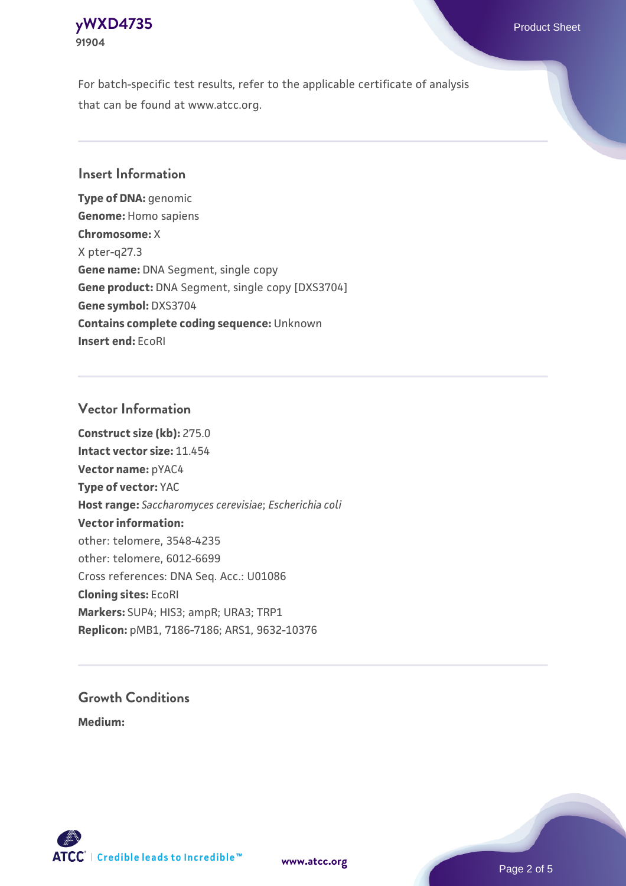For batch-specific test results, refer to the applicable certificate of analysis that can be found at www.atcc.org.

## Insert Information

**Type of DNA:** genomic
**Genome:** Homo sapiens
**Chromosome:** X
X pter-q27.3
**Gene name:** DNA Segment, single copy
**Gene product:** DNA Segment, single copy [DXS3704]
**Gene symbol:** DXS3704
**Contains complete coding sequence:** Unknown
**Insert end:** EcoRI

## Vector Information

**Construct size (kb):** 275.0
**Intact vector size:** 11.454
**Vector name:** pYAC4
**Type of vector:** YAC
**Host range:** *Saccharomyces cerevisiae*; *Escherichia coli*
**Vector information:**
other: telomere, 3548-4235
other: telomere, 6012-6699
Cross references: DNA Seq. Acc.: U01086
**Cloning sites:** EcoRI
**Markers:** SUP4; HIS3; ampR; URA3; TRP1
**Replicon:** pMB1, 7186-7186; ARS1, 9632-10376

## Growth Conditions

**Medium:**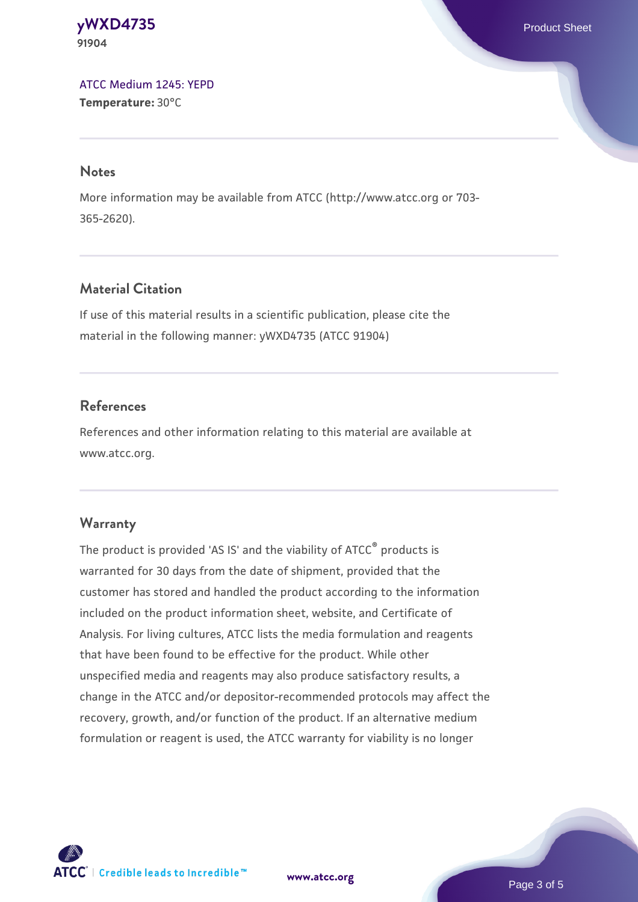ATCC Medium 1245: YEPD
**Temperature:** 30°C

## Notes

More information may be available from ATCC (http://www.atcc.org or 703-365-2620).

## Material Citation

If use of this material results in a scientific publication, please cite the material in the following manner: yWXD4735 (ATCC 91904)

## References

References and other information relating to this material are available at www.atcc.org.

## Warranty

The product is provided 'AS IS' and the viability of ATCC® products is warranted for 30 days from the date of shipment, provided that the customer has stored and handled the product according to the information included on the product information sheet, website, and Certificate of Analysis. For living cultures, ATCC lists the media formulation and reagents that have been found to be effective for the product. While other unspecified media and reagents may also produce satisfactory results, a change in the ATCC and/or depositor-recommended protocols may affect the recovery, growth, and/or function of the product. If an alternative medium formulation or reagent is used, the ATCC warranty for viability is no longer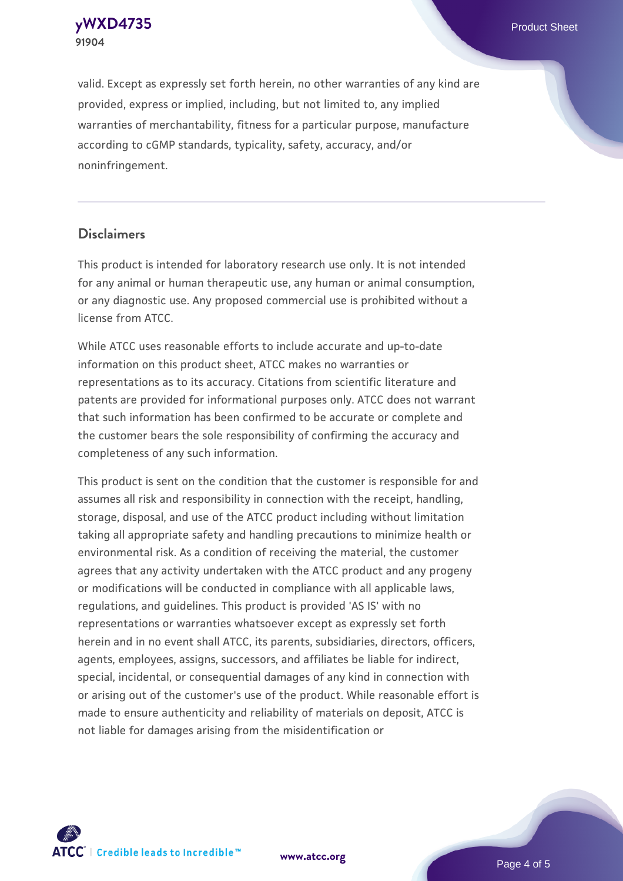valid. Except as expressly set forth herein, no other warranties of any kind are provided, express or implied, including, but not limited to, any implied warranties of merchantability, fitness for a particular purpose, manufacture according to cGMP standards, typicality, safety, accuracy, and/or noninfringement.

## Disclaimers

This product is intended for laboratory research use only. It is not intended for any animal or human therapeutic use, any human or animal consumption, or any diagnostic use. Any proposed commercial use is prohibited without a license from ATCC.

While ATCC uses reasonable efforts to include accurate and up-to-date information on this product sheet, ATCC makes no warranties or representations as to its accuracy. Citations from scientific literature and patents are provided for informational purposes only. ATCC does not warrant that such information has been confirmed to be accurate or complete and the customer bears the sole responsibility of confirming the accuracy and completeness of any such information.

This product is sent on the condition that the customer is responsible for and assumes all risk and responsibility in connection with the receipt, handling, storage, disposal, and use of the ATCC product including without limitation taking all appropriate safety and handling precautions to minimize health or environmental risk. As a condition of receiving the material, the customer agrees that any activity undertaken with the ATCC product and any progeny or modifications will be conducted in compliance with all applicable laws, regulations, and guidelines. This product is provided 'AS IS' with no representations or warranties whatsoever except as expressly set forth herein and in no event shall ATCC, its parents, subsidiaries, directors, officers, agents, employees, assigns, successors, and affiliates be liable for indirect, special, incidental, or consequential damages of any kind in connection with or arising out of the customer's use of the product. While reasonable effort is made to ensure authenticity and reliability of materials on deposit, ATCC is not liable for damages arising from the misidentification or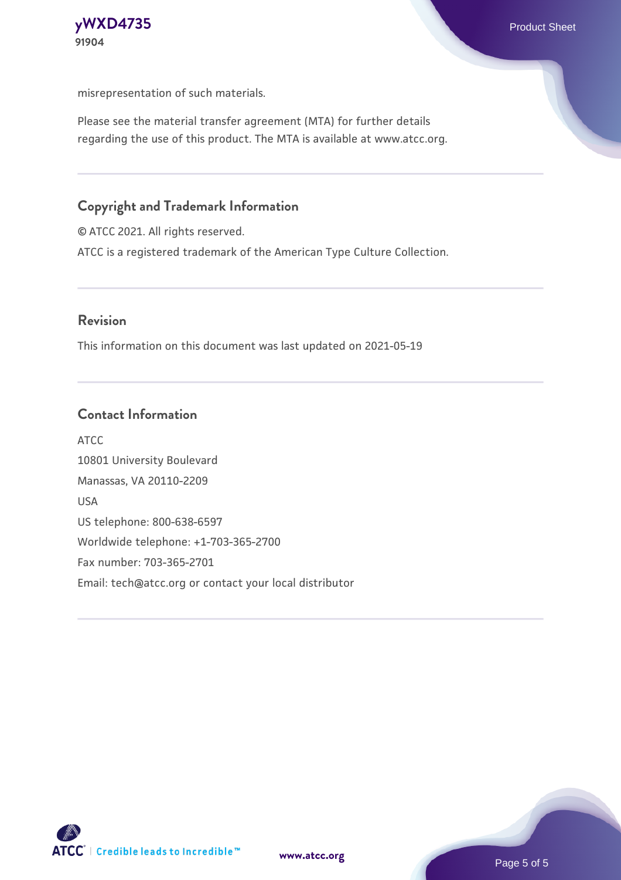misrepresentation of such materials.

Please see the material transfer agreement (MTA) for further details regarding the use of this product. The MTA is available at www.atcc.org.

## Copyright and Trademark Information

© ATCC 2021. All rights reserved.

ATCC is a registered trademark of the American Type Culture Collection.

## Revision

This information on this document was last updated on 2021-05-19

## Contact Information

ATCC

10801 University Boulevard

Manassas, VA 20110-2209

USA

US telephone: 800-638-6597

Worldwide telephone: +1-703-365-2700

Fax number: 703-365-2701

Email: tech@atcc.org or contact your local distributor